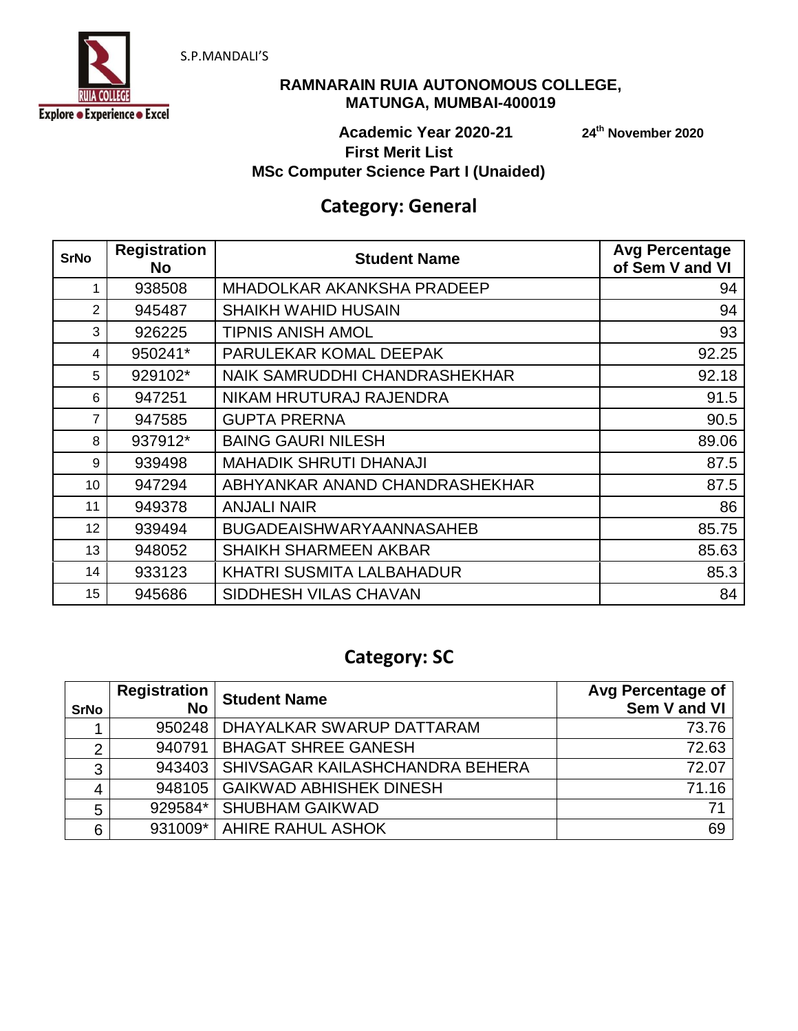S.P.MANDALI'S

**RAMNARAIN RUIA AUTONOMOUS COLLEGE, MATUNGA, MUMBAI-400019**

**Academic Year 2020-21** **24th November 2020**

**First Merit List**

**MSc Computer Science Part I (Unaided)**

## Category: General

| SrNo | Registration No | Student Name | Avg Percentage of Sem V and VI |
|---|---|---|---|
| 1 | 938508 | MHADOLKAR AKANKSHA PRADEEP | 94 |
| 2 | 945487 | SHAIKH WAHID HUSAIN | 94 |
| 3 | 926225 | TIPNIS ANISH AMOL | 93 |
| 4 | 950241* | PARULEKAR KOMAL DEEPAK | 92.25 |
| 5 | 929102* | NAIK SAMRUDDHI CHANDRASHEKHAR | 92.18 |
| 6 | 947251 | NIKAM HRUTURAJ RAJENDRA | 91.5 |
| 7 | 947585 | GUPTA PRERNA | 90.5 |
| 8 | 937912* | BAING GAURI NILESH | 89.06 |
| 9 | 939498 | MAHADIK SHRUTI DHANAJI | 87.5 |
| 10 | 947294 | ABHYANKAR ANAND CHANDRASHEKHAR | 87.5 |
| 11 | 949378 | ANJALI NAIR | 86 |
| 12 | 939494 | BUGADEAISHWARYAANNASAHEB | 85.75 |
| 13 | 948052 | SHAIKH SHARMEEN AKBAR | 85.63 |
| 14 | 933123 | KHATRI SUSMITA LALBAHADUR | 85.3 |
| 15 | 945686 | SIDDHESH VILAS CHAVAN | 84 |

## Category: SC

| SrNo | Registration No | Student Name | Avg Percentage of Sem V and VI |
|---|---|---|---|
| 1 | 950248 | DHAYALKAR SWARUP DATTARAM | 73.76 |
| 2 | 940791 | BHAGAT SHREE GANESH | 72.63 |
| 3 | 943403 | SHIVSAGAR KAILASHCHANDRA BEHERA | 72.07 |
| 4 | 948105 | GAIKWAD ABHISHEK DINESH | 71.16 |
| 5 | 929584* | SHUBHAM GAIKWAD | 71 |
| 6 | 931009* | AHIRE RAHUL ASHOK | 69 |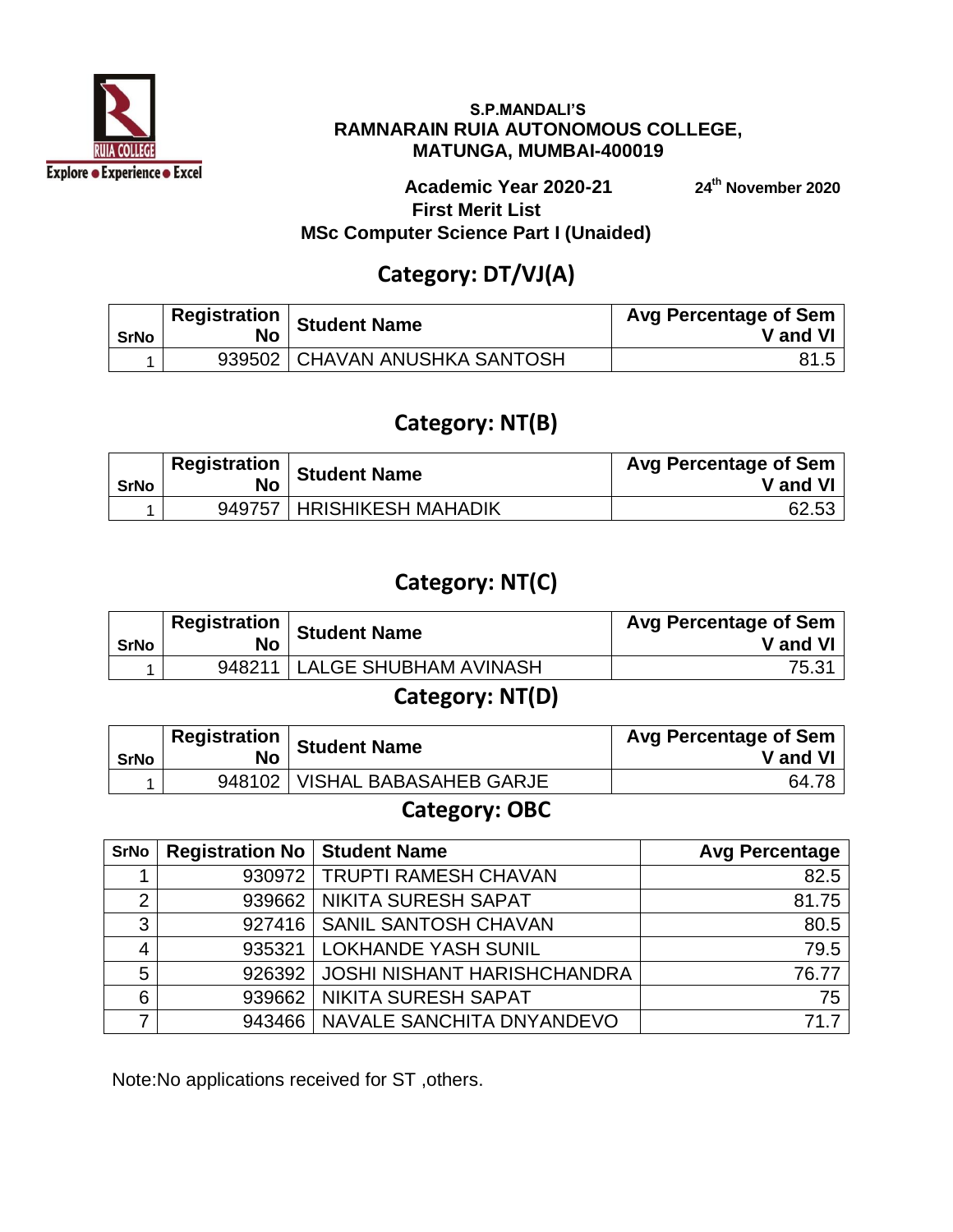**S.P.MANDALI'S**
**RAMNARAIN RUIA AUTONOMOUS COLLEGE,**
**MATUNGA, MUMBAI-400019**

**Academic Year 2020-21** **24th November 2020**

**First Merit List**

**MSc Computer Science Part I (Unaided)**

## Category: DT/VJ(A)

| SrNo | Registration No | Student Name | Avg Percentage of Sem V and VI |
|---|---|---|---|
| 1 | 939502 | CHAVAN ANUSHKA SANTOSH | 81.5 |

## Category: NT(B)

| SrNo | Registration No | Student Name | Avg Percentage of Sem V and VI |
|---|---|---|---|
| 1 | 949757 | HRISHIKESH MAHADIK | 62.53 |

## Category: NT(C)

| SrNo | Registration No | Student Name | Avg Percentage of Sem V and VI |
|---|---|---|---|
| 1 | 948211 | LALGE SHUBHAM AVINASH | 75.31 |

## Category: NT(D)

| SrNo | Registration No | Student Name | Avg Percentage of Sem V and VI |
|---|---|---|---|
| 1 | 948102 | VISHAL BABASAHEB GARJE | 64.78 |

## Category: OBC

| SrNo | Registration No | Student Name | Avg Percentage |
|---|---|---|---|
| 1 | 930972 | TRUPTI RAMESH CHAVAN | 82.5 |
| 2 | 939662 | NIKITA SURESH SAPAT | 81.75 |
| 3 | 927416 | SANIL SANTOSH CHAVAN | 80.5 |
| 4 | 935321 | LOKHANDE YASH SUNIL | 79.5 |
| 5 | 926392 | JOSHI NISHANT HARISHCHANDRA | 76.77 |
| 6 | 939662 | NIKITA SURESH SAPAT | 75 |
| 7 | 943466 | NAVALE SANCHITA DNYANDEVO | 71.7 |

Note:No applications received for ST ,others.